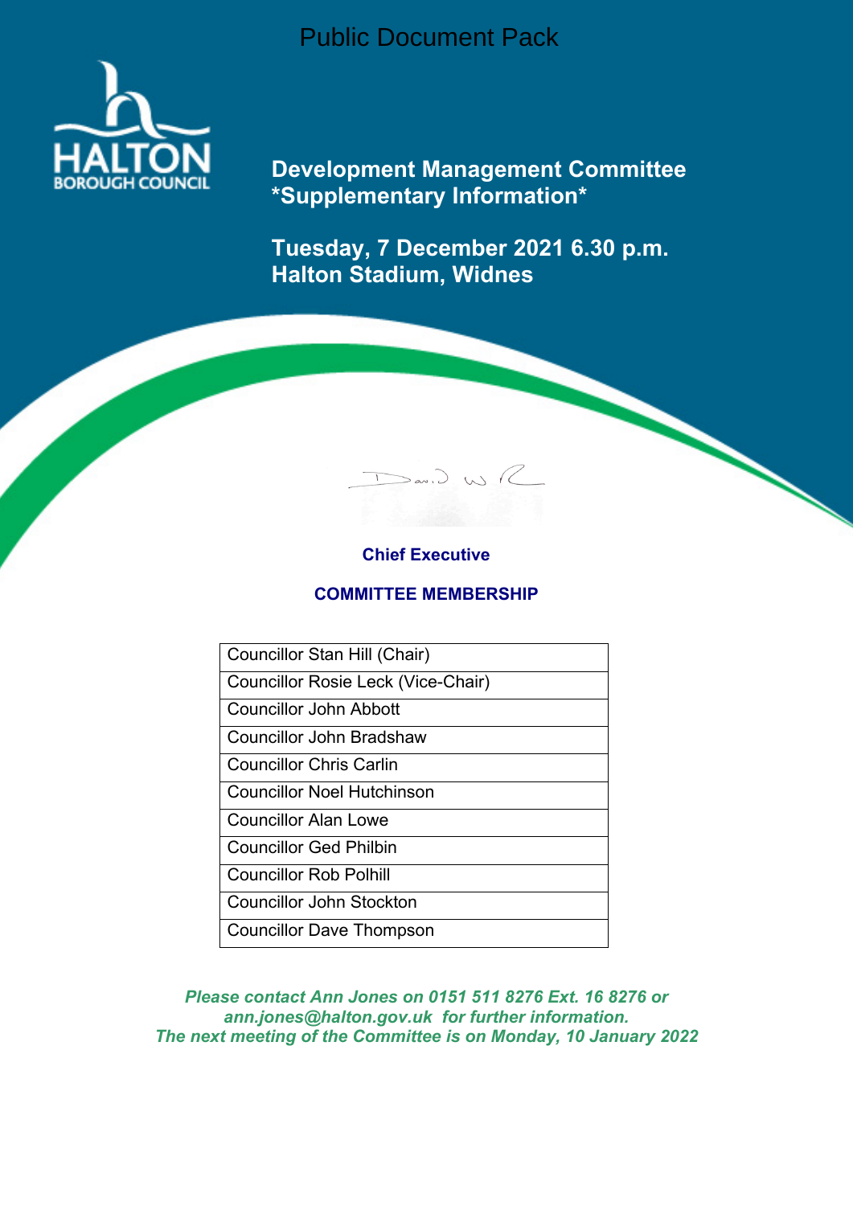Public Document Pack

# Development Management Committee *Supplementary Information*

## Tuesday, 7 December 2021 6.30 p.m.
## Halton Stadium, Widnes

**Chief Executive**

**COMMITTEE MEMBERSHIP**

| Councillor Stan Hill (Chair) |
|---|
| Councillor Rosie Leck (Vice-Chair) |
| Councillor John Abbott |
| Councillor John Bradshaw |
| Councillor Chris Carlin |
| Councillor Noel Hutchinson |
| Councillor Alan Lowe |
| Councillor Ged Philbin |
| Councillor Rob Polhill |
| Councillor John Stockton |
| Councillor Dave Thompson |

***Please contact Ann Jones on 0151 511 8276 Ext. 16 8276 or ann.jones@halton.gov.uk for further information.***
***The next meeting of the Committee is on Monday, 10 January 2022***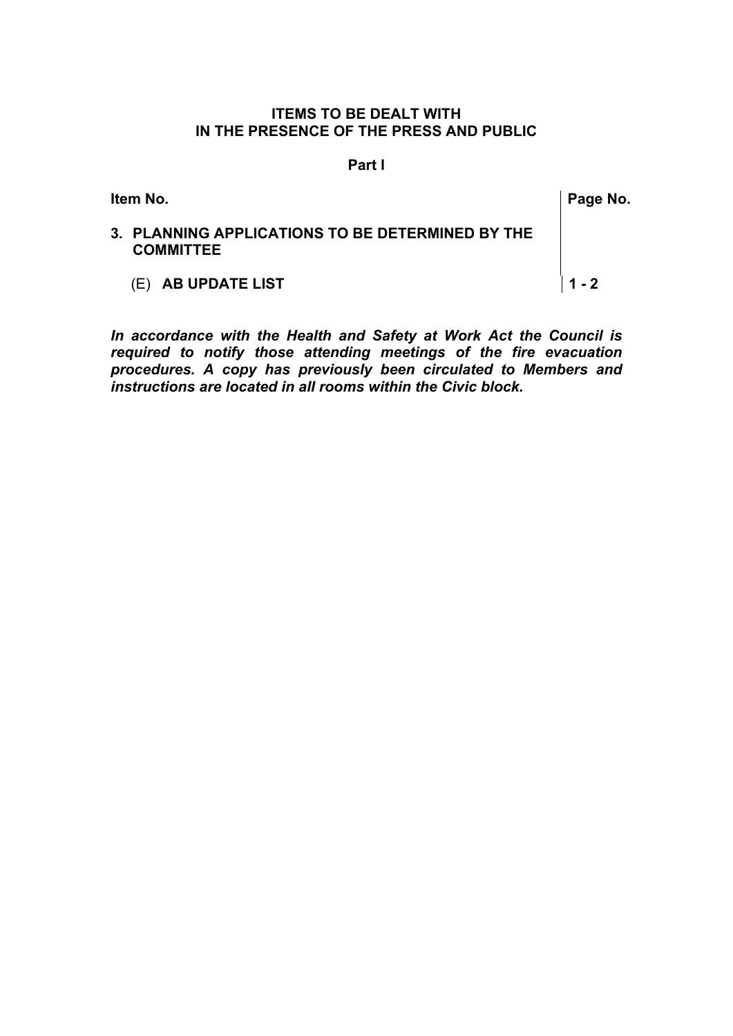**ITEMS TO BE DEALT WITH IN THE PRESENCE OF THE PRESS AND PUBLIC**

**Part I**

| **Item No.** | **Page No.** |
|---|---|
| **3. PLANNING APPLICATIONS TO BE DETERMINED BY THE COMMITTEE** | |
| (E) **AB UPDATE LIST** | **1 - 2** |

***In accordance with the Health and Safety at Work Act the Council is required to notify those attending meetings of the fire evacuation procedures. A copy has previously been circulated to Members and instructions are located in all rooms within the Civic block.***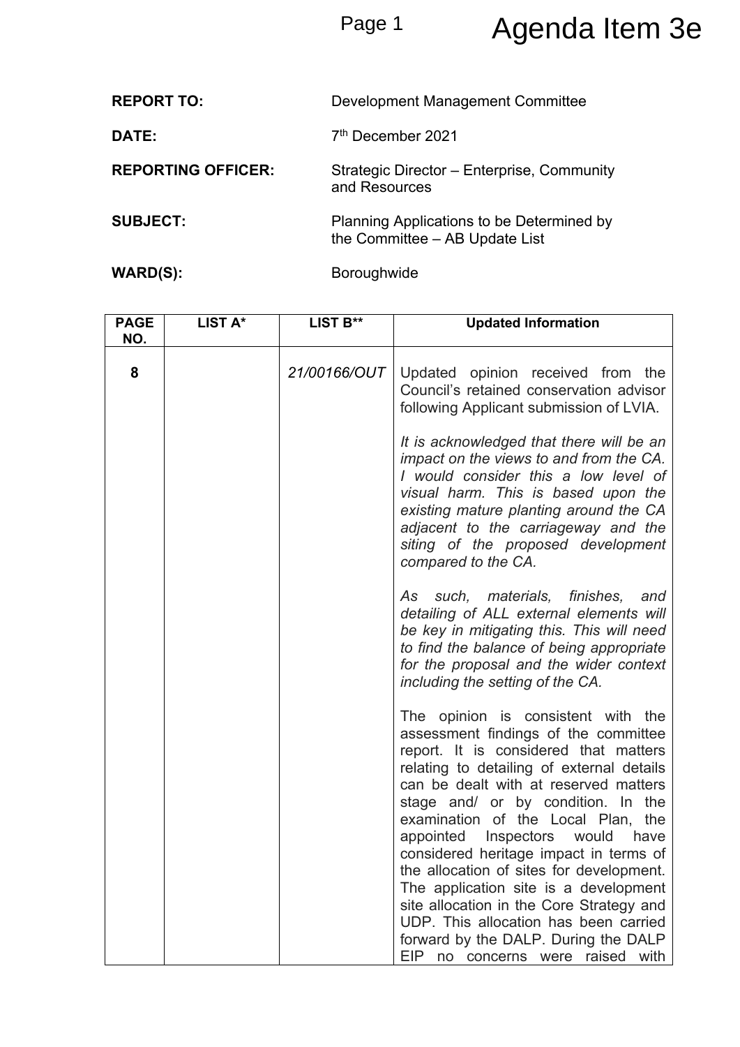Agenda Item 3e

| | |
|---|---|
| **REPORT TO:** | Development Management Committee |
| **DATE:** | 7th December 2021 |
| **REPORTING OFFICER:** | Strategic Director – Enterprise, Community and Resources |
| **SUBJECT:** | Planning Applications to be Determined by the Committee – AB Update List |
| **WARD(S):** | Boroughwide |

| PAGE NO. | LIST A* | LIST B** | Updated Information |
|---|---|---|---|
| 8 | | *21/00166/OUT* | Updated opinion received from the Council's retained conservation advisor following Applicant submission of LVIA.<br><br>*It is acknowledged that there will be an impact on the views to and from the CA. I would consider this a low level of visual harm. This is based upon the existing mature planting around the CA adjacent to the carriageway and the siting of the proposed development compared to the CA.*<br><br>*As such, materials, finishes, and detailing of ALL external elements will be key in mitigating this. This will need to find the balance of being appropriate for the proposal and the wider context including the setting of the CA.*<br><br>The opinion is consistent with the assessment findings of the committee report. It is considered that matters relating to detailing of external details can be dealt with at reserved matters stage and/ or by condition. In the examination of the Local Plan, the appointed Inspectors would have considered heritage impact in terms of the allocation of sites for development. The application site is a development site allocation in the Core Strategy and UDP. This allocation has been carried forward by the DALP. During the DALP EIP no concerns were raised with |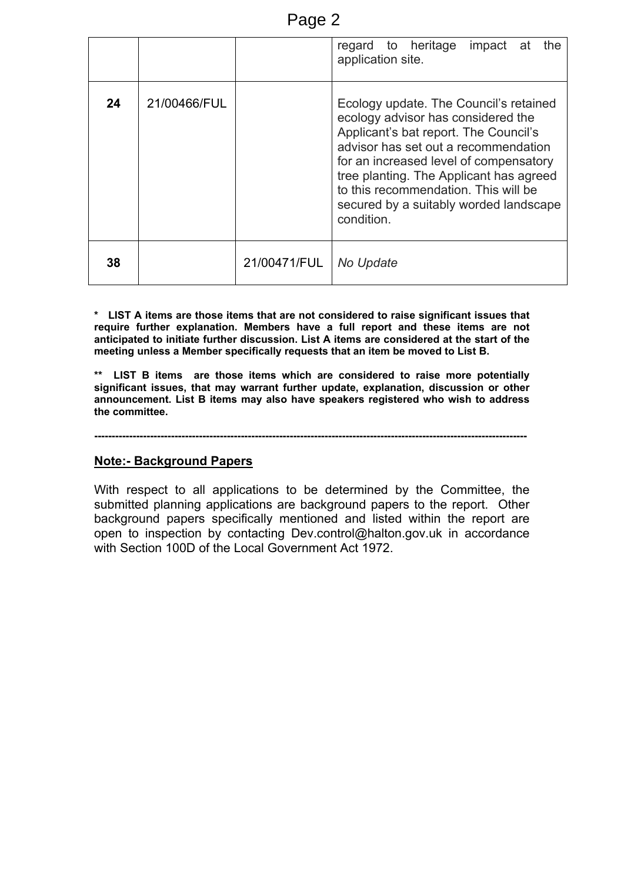| | | | |
|---|---|---|---|
| | | | regard to heritage impact at the application site. |
| **24** | 21/00466/FUL | | Ecology update. The Council's retained ecology advisor has considered the Applicant's bat report. The Council's advisor has set out a recommendation for an increased level of compensatory tree planting. The Applicant has agreed to this recommendation. This will be secured by a suitably worded landscape condition. |
| **38** | | 21/00471/FUL | *No Update* |

**\* LIST A items are those items that are not considered to raise significant issues that require further explanation. Members have a full report and these items are not anticipated to initiate further discussion. List A items are considered at the start of the meeting unless a Member specifically requests that an item be moved to List B.**

**\*\* LIST B items are those items which are considered to raise more potentially significant issues, that may warrant further update, explanation, discussion or other announcement. List B items may also have speakers registered who wish to address the committee.**

---

## Note:- Background Papers

With respect to all applications to be determined by the Committee, the submitted planning applications are background papers to the report. Other background papers specifically mentioned and listed within the report are open to inspection by contacting Dev.control@halton.gov.uk in accordance with Section 100D of the Local Government Act 1972.